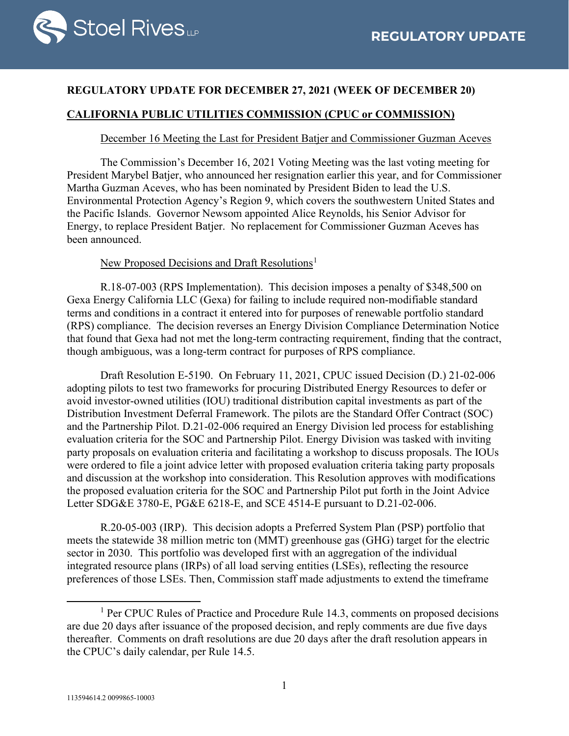REGULATORY UPDATE

## REGULATORY UPDATE FOR DECEMBER 27, 2021 (WEEK OF DECEMBER 20)

## CALIFORNIA PUBLIC UTILITIES COMMISSION (CPUC or COMMISSION)

### December 16 Meeting the Last for President Batjer and Commissioner Guzman Aceves

The Commission's December 16, 2021 Voting Meeting was the last voting meeting for President Marybel Batjer, who announced her resignation earlier this year, and for Commissioner Martha Guzman Aceves, who has been nominated by President Biden to lead the U.S. Environmental Protection Agency's Region 9, which covers the southwestern United States and the Pacific Islands. Governor Newsom appointed Alice Reynolds, his Senior Advisor for Energy, to replace President Batjer. No replacement for Commissioner Guzman Aceves has been announced.

### New Proposed Decisions and Draft Resolutions[1]

R.18-07-003 (RPS Implementation). This decision imposes a penalty of $348,500 on Gexa Energy California LLC (Gexa) for failing to include required non-modifiable standard terms and conditions in a contract it entered into for purposes of renewable portfolio standard (RPS) compliance. The decision reverses an Energy Division Compliance Determination Notice that found that Gexa had not met the long-term contracting requirement, finding that the contract, though ambiguous, was a long-term contract for purposes of RPS compliance.

Draft Resolution E-5190. On February 11, 2021, CPUC issued Decision (D.) 21-02-006 adopting pilots to test two frameworks for procuring Distributed Energy Resources to defer or avoid investor-owned utilities (IOU) traditional distribution capital investments as part of the Distribution Investment Deferral Framework. The pilots are the Standard Offer Contract (SOC) and the Partnership Pilot. D.21-02-006 required an Energy Division led process for establishing evaluation criteria for the SOC and Partnership Pilot. Energy Division was tasked with inviting party proposals on evaluation criteria and facilitating a workshop to discuss proposals. The IOUs were ordered to file a joint advice letter with proposed evaluation criteria taking party proposals and discussion at the workshop into consideration. This Resolution approves with modifications the proposed evaluation criteria for the SOC and Partnership Pilot put forth in the Joint Advice Letter SDG&E 3780-E, PG&E 6218-E, and SCE 4514-E pursuant to D.21-02-006.

R.20-05-003 (IRP). This decision adopts a Preferred System Plan (PSP) portfolio that meets the statewide 38 million metric ton (MMT) greenhouse gas (GHG) target for the electric sector in 2030. This portfolio was developed first with an aggregation of the individual integrated resource plans (IRPs) of all load serving entities (LSEs), reflecting the resource preferences of those LSEs. Then, Commission staff made adjustments to extend the timeframe

---

[1] Per CPUC Rules of Practice and Procedure Rule 14.3, comments on proposed decisions are due 20 days after issuance of the proposed decision, and reply comments are due five days thereafter. Comments on draft resolutions are due 20 days after the draft resolution appears in the CPUC's daily calendar, per Rule 14.5.

113594614.2 0099865-10003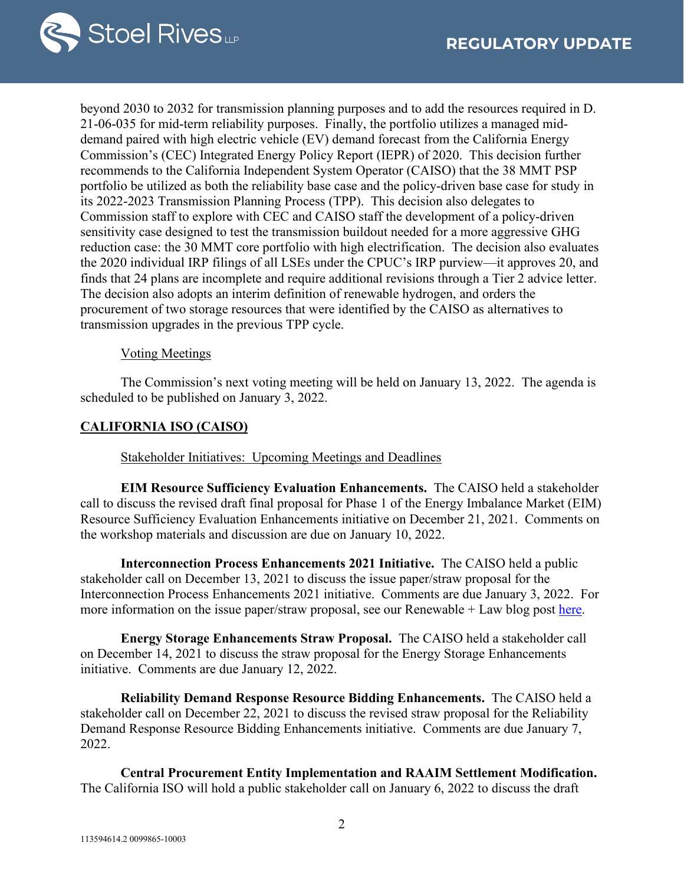beyond 2030 to 2032 for transmission planning purposes and to add the resources required in D. 21-06-035 for mid-term reliability purposes. Finally, the portfolio utilizes a managed mid-demand paired with high electric vehicle (EV) demand forecast from the California Energy Commission's (CEC) Integrated Energy Policy Report (IEPR) of 2020. This decision further recommends to the California Independent System Operator (CAISO) that the 38 MMT PSP portfolio be utilized as both the reliability base case and the policy-driven base case for study in its 2022-2023 Transmission Planning Process (TPP). This decision also delegates to Commission staff to explore with CEC and CAISO staff the development of a policy-driven sensitivity case designed to test the transmission buildout needed for a more aggressive GHG reduction case: the 30 MMT core portfolio with high electrification. The decision also evaluates the 2020 individual IRP filings of all LSEs under the CPUC's IRP purview—it approves 20, and finds that 24 plans are incomplete and require additional revisions through a Tier 2 advice letter. The decision also adopts an interim definition of renewable hydrogen, and orders the procurement of two storage resources that were identified by the CAISO as alternatives to transmission upgrades in the previous TPP cycle.

Voting Meetings

The Commission's next voting meeting will be held on January 13, 2022. The agenda is scheduled to be published on January 3, 2022.

## CALIFORNIA ISO (CAISO)

Stakeholder Initiatives: Upcoming Meetings and Deadlines

**EIM Resource Sufficiency Evaluation Enhancements.** The CAISO held a stakeholder call to discuss the revised draft final proposal for Phase 1 of the Energy Imbalance Market (EIM) Resource Sufficiency Evaluation Enhancements initiative on December 21, 2021. Comments on the workshop materials and discussion are due on January 10, 2022.

**Interconnection Process Enhancements 2021 Initiative.** The CAISO held a public stakeholder call on December 13, 2021 to discuss the issue paper/straw proposal for the Interconnection Process Enhancements 2021 initiative. Comments are due January 3, 2022. For more information on the issue paper/straw proposal, see our Renewable + Law blog post here.

**Energy Storage Enhancements Straw Proposal.** The CAISO held a stakeholder call on December 14, 2021 to discuss the straw proposal for the Energy Storage Enhancements initiative. Comments are due January 12, 2022.

**Reliability Demand Response Resource Bidding Enhancements.** The CAISO held a stakeholder call on December 22, 2021 to discuss the revised straw proposal for the Reliability Demand Response Resource Bidding Enhancements initiative. Comments are due January 7, 2022.

**Central Procurement Entity Implementation and RAAIM Settlement Modification.** The California ISO will hold a public stakeholder call on January 6, 2022 to discuss the draft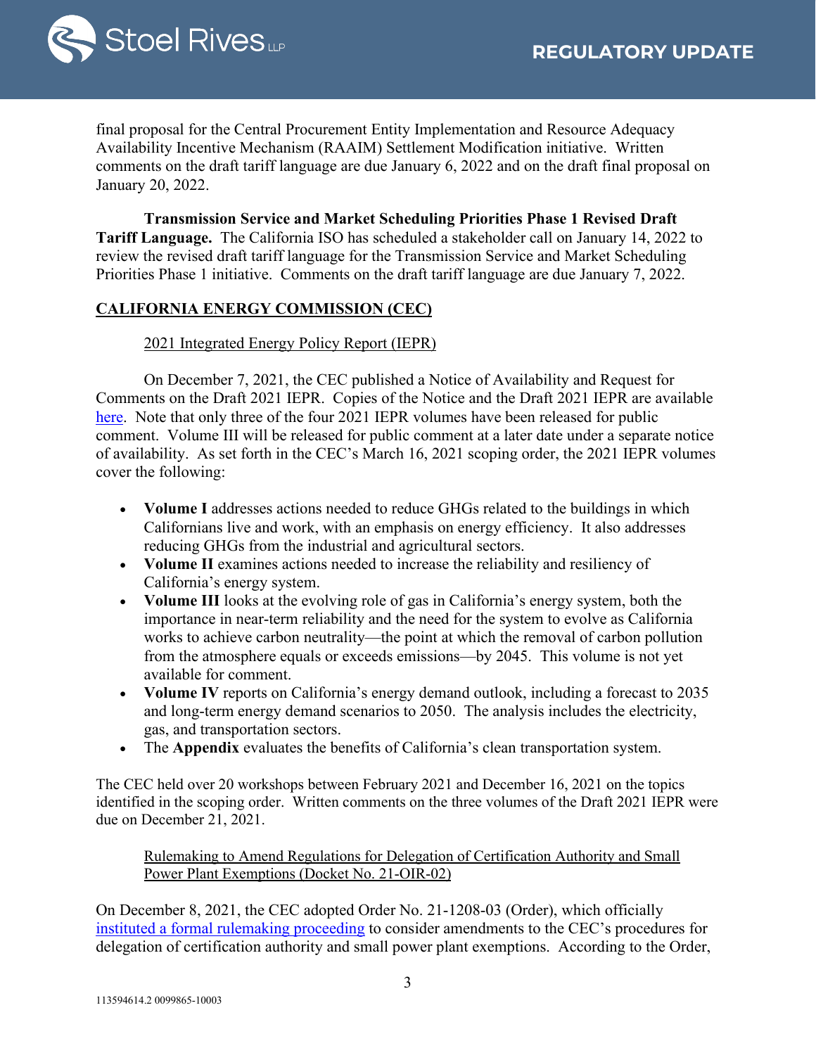final proposal for the Central Procurement Entity Implementation and Resource Adequacy Availability Incentive Mechanism (RAAIM) Settlement Modification initiative. Written comments on the draft tariff language are due January 6, 2022 and on the draft final proposal on January 20, 2022.

**Transmission Service and Market Scheduling Priorities Phase 1 Revised Draft Tariff Language.** The California ISO has scheduled a stakeholder call on January 14, 2022 to review the revised draft tariff language for the Transmission Service and Market Scheduling Priorities Phase 1 initiative. Comments on the draft tariff language are due January 7, 2022.

## CALIFORNIA ENERGY COMMISSION (CEC)

### 2021 Integrated Energy Policy Report (IEPR)

On December 7, 2021, the CEC published a Notice of Availability and Request for Comments on the Draft 2021 IEPR. Copies of the Notice and the Draft 2021 IEPR are available here. Note that only three of the four 2021 IEPR volumes have been released for public comment. Volume III will be released for public comment at a later date under a separate notice of availability. As set forth in the CEC's March 16, 2021 scoping order, the 2021 IEPR volumes cover the following:

- **Volume I** addresses actions needed to reduce GHGs related to the buildings in which Californians live and work, with an emphasis on energy efficiency. It also addresses reducing GHGs from the industrial and agricultural sectors.
- **Volume II** examines actions needed to increase the reliability and resiliency of California's energy system.
- **Volume III** looks at the evolving role of gas in California's energy system, both the importance in near-term reliability and the need for the system to evolve as California works to achieve carbon neutrality—the point at which the removal of carbon pollution from the atmosphere equals or exceeds emissions—by 2045. This volume is not yet available for comment.
- **Volume IV** reports on California's energy demand outlook, including a forecast to 2035 and long-term energy demand scenarios to 2050. The analysis includes the electricity, gas, and transportation sectors.
- The **Appendix** evaluates the benefits of California's clean transportation system.

The CEC held over 20 workshops between February 2021 and December 16, 2021 on the topics identified in the scoping order. Written comments on the three volumes of the Draft 2021 IEPR were due on December 21, 2021.

### Rulemaking to Amend Regulations for Delegation of Certification Authority and Small Power Plant Exemptions (Docket No. 21-OIR-02)

On December 8, 2021, the CEC adopted Order No. 21-1208-03 (Order), which officially instituted a formal rulemaking proceeding to consider amendments to the CEC's procedures for delegation of certification authority and small power plant exemptions. According to the Order,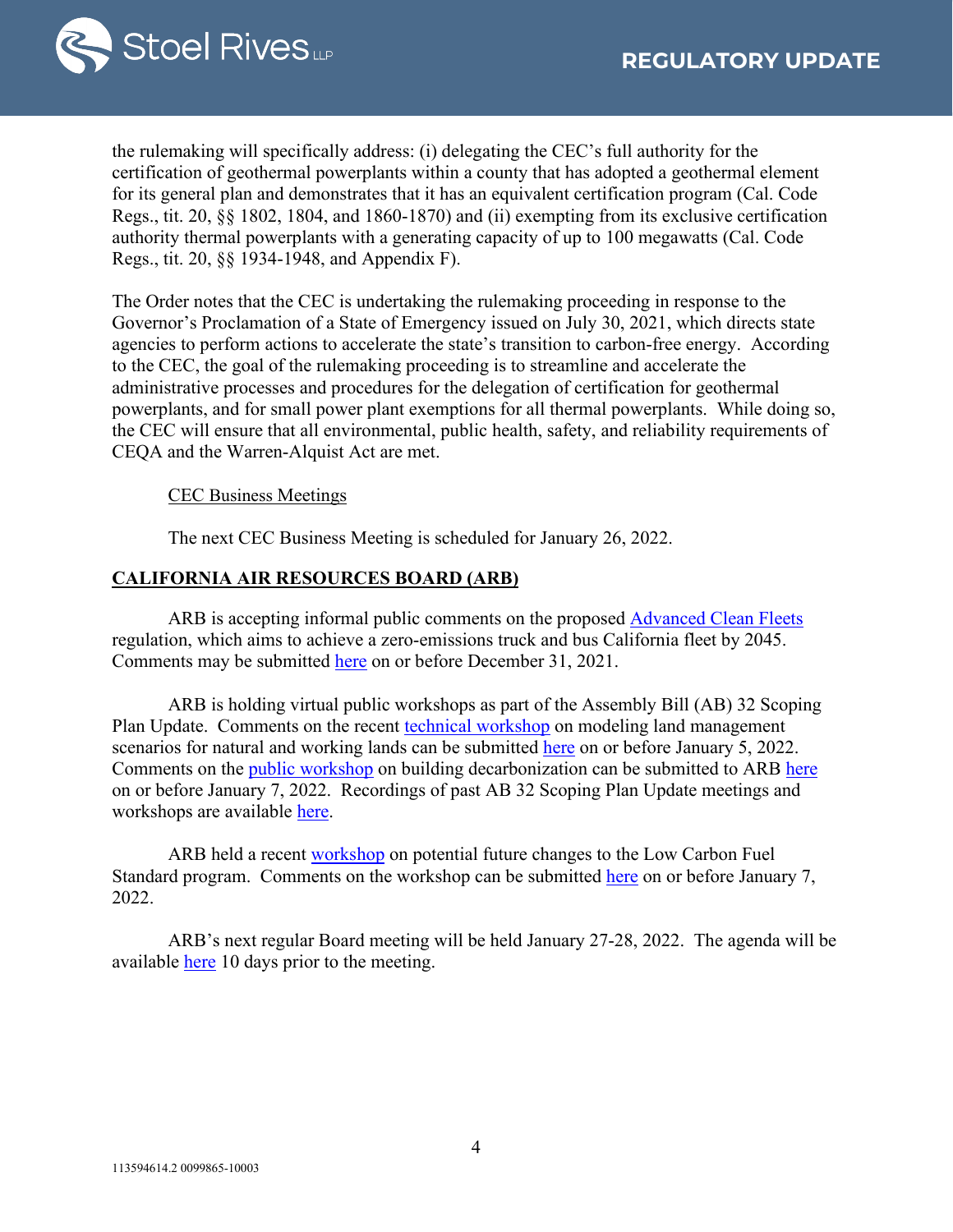the rulemaking will specifically address: (i) delegating the CEC's full authority for the certification of geothermal powerplants within a county that has adopted a geothermal element for its general plan and demonstrates that it has an equivalent certification program (Cal. Code Regs., tit. 20, §§ 1802, 1804, and 1860-1870) and (ii) exempting from its exclusive certification authority thermal powerplants with a generating capacity of up to 100 megawatts (Cal. Code Regs., tit. 20, §§ 1934-1948, and Appendix F).

The Order notes that the CEC is undertaking the rulemaking proceeding in response to the Governor's Proclamation of a State of Emergency issued on July 30, 2021, which directs state agencies to perform actions to accelerate the state's transition to carbon-free energy. According to the CEC, the goal of the rulemaking proceeding is to streamline and accelerate the administrative processes and procedures for the delegation of certification for geothermal powerplants, and for small power plant exemptions for all thermal powerplants. While doing so, the CEC will ensure that all environmental, public health, safety, and reliability requirements of CEQA and the Warren-Alquist Act are met.

<u>CEC Business Meetings</u>

The next CEC Business Meeting is scheduled for January 26, 2022.

## <u>CALIFORNIA AIR RESOURCES BOARD (ARB)</u>

ARB is accepting informal public comments on the proposed Advanced Clean Fleets regulation, which aims to achieve a zero-emissions truck and bus California fleet by 2045. Comments may be submitted here on or before December 31, 2021.

ARB is holding virtual public workshops as part of the Assembly Bill (AB) 32 Scoping Plan Update. Comments on the recent technical workshop on modeling land management scenarios for natural and working lands can be submitted here on or before January 5, 2022. Comments on the public workshop on building decarbonization can be submitted to ARB here on or before January 7, 2022. Recordings of past AB 32 Scoping Plan Update meetings and workshops are available here.

ARB held a recent workshop on potential future changes to the Low Carbon Fuel Standard program. Comments on the workshop can be submitted here on or before January 7, 2022.

ARB's next regular Board meeting will be held January 27-28, 2022. The agenda will be available here 10 days prior to the meeting.

113594614.2 0099865-10003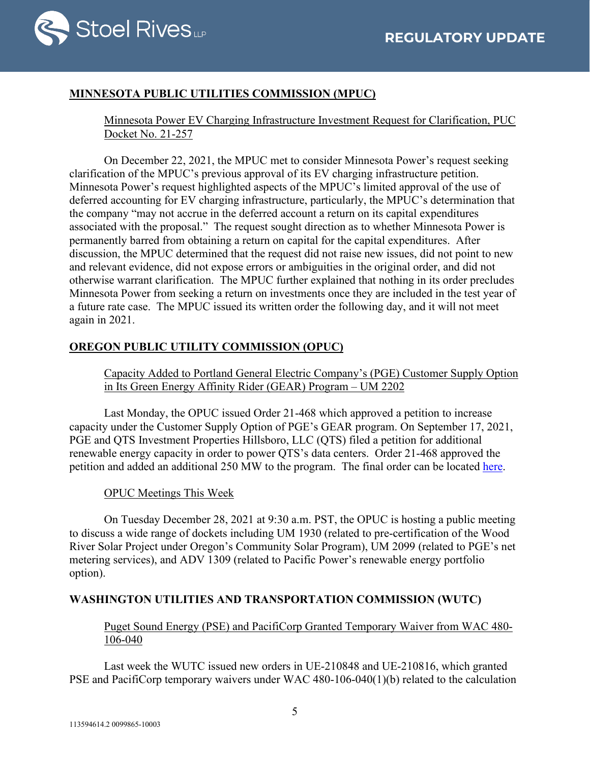## MINNESOTA PUBLIC UTILITIES COMMISSION (MPUC)

### Minnesota Power EV Charging Infrastructure Investment Request for Clarification, PUC Docket No. 21-257

On December 22, 2021, the MPUC met to consider Minnesota Power's request seeking clarification of the MPUC's previous approval of its EV charging infrastructure petition. Minnesota Power's request highlighted aspects of the MPUC's limited approval of the use of deferred accounting for EV charging infrastructure, particularly, the MPUC's determination that the company "may not accrue in the deferred account a return on its capital expenditures associated with the proposal." The request sought direction as to whether Minnesota Power is permanently barred from obtaining a return on capital for the capital expenditures. After discussion, the MPUC determined that the request did not raise new issues, did not point to new and relevant evidence, did not expose errors or ambiguities in the original order, and did not otherwise warrant clarification. The MPUC further explained that nothing in its order precludes Minnesota Power from seeking a return on investments once they are included in the test year of a future rate case. The MPUC issued its written order the following day, and it will not meet again in 2021.

## OREGON PUBLIC UTILITY COMMISSION (OPUC)

### Capacity Added to Portland General Electric Company's (PGE) Customer Supply Option in Its Green Energy Affinity Rider (GEAR) Program – UM 2202

Last Monday, the OPUC issued Order 21-468 which approved a petition to increase capacity under the Customer Supply Option of PGE's GEAR program. On September 17, 2021, PGE and QTS Investment Properties Hillsboro, LLC (QTS) filed a petition for additional renewable energy capacity in order to power QTS's data centers. Order 21-468 approved the petition and added an additional 250 MW to the program. The final order can be located here.

### OPUC Meetings This Week

On Tuesday December 28, 2021 at 9:30 a.m. PST, the OPUC is hosting a public meeting to discuss a wide range of dockets including UM 1930 (related to pre-certification of the Wood River Solar Project under Oregon's Community Solar Program), UM 2099 (related to PGE's net metering services), and ADV 1309 (related to Pacific Power's renewable energy portfolio option).

## WASHINGTON UTILITIES AND TRANSPORTATION COMMISSION (WUTC)

### Puget Sound Energy (PSE) and PacifiCorp Granted Temporary Waiver from WAC 480-106-040

Last week the WUTC issued new orders in UE-210848 and UE-210816, which granted PSE and PacifiCorp temporary waivers under WAC 480-106-040(1)(b) related to the calculation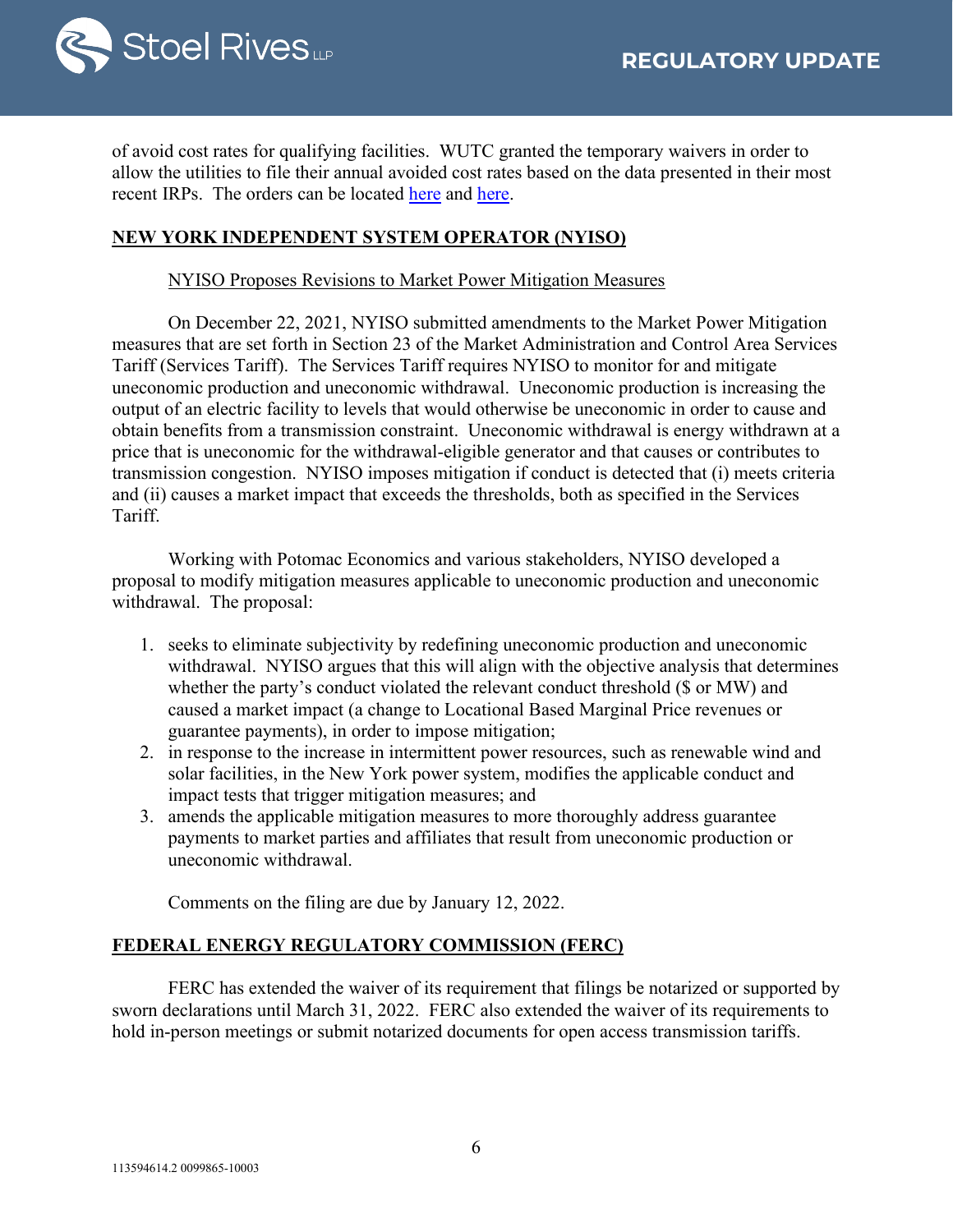of avoid cost rates for qualifying facilities. WUTC granted the temporary waivers in order to allow the utilities to file their annual avoided cost rates based on the data presented in their most recent IRPs. The orders can be located here and here.

## NEW YORK INDEPENDENT SYSTEM OPERATOR (NYISO)

### NYISO Proposes Revisions to Market Power Mitigation Measures

On December 22, 2021, NYISO submitted amendments to the Market Power Mitigation measures that are set forth in Section 23 of the Market Administration and Control Area Services Tariff (Services Tariff). The Services Tariff requires NYISO to monitor for and mitigate uneconomic production and uneconomic withdrawal. Uneconomic production is increasing the output of an electric facility to levels that would otherwise be uneconomic in order to cause and obtain benefits from a transmission constraint. Uneconomic withdrawal is energy withdrawn at a price that is uneconomic for the withdrawal-eligible generator and that causes or contributes to transmission congestion. NYISO imposes mitigation if conduct is detected that (i) meets criteria and (ii) causes a market impact that exceeds the thresholds, both as specified in the Services Tariff.

Working with Potomac Economics and various stakeholders, NYISO developed a proposal to modify mitigation measures applicable to uneconomic production and uneconomic withdrawal. The proposal:

1. seeks to eliminate subjectivity by redefining uneconomic production and uneconomic withdrawal. NYISO argues that this will align with the objective analysis that determines whether the party's conduct violated the relevant conduct threshold ($ or MW) and caused a market impact (a change to Locational Based Marginal Price revenues or guarantee payments), in order to impose mitigation;
2. in response to the increase in intermittent power resources, such as renewable wind and solar facilities, in the New York power system, modifies the applicable conduct and impact tests that trigger mitigation measures; and
3. amends the applicable mitigation measures to more thoroughly address guarantee payments to market parties and affiliates that result from uneconomic production or uneconomic withdrawal.

Comments on the filing are due by January 12, 2022.

## FEDERAL ENERGY REGULATORY COMMISSION (FERC)

FERC has extended the waiver of its requirement that filings be notarized or supported by sworn declarations until March 31, 2022. FERC also extended the waiver of its requirements to hold in-person meetings or submit notarized documents for open access transmission tariffs.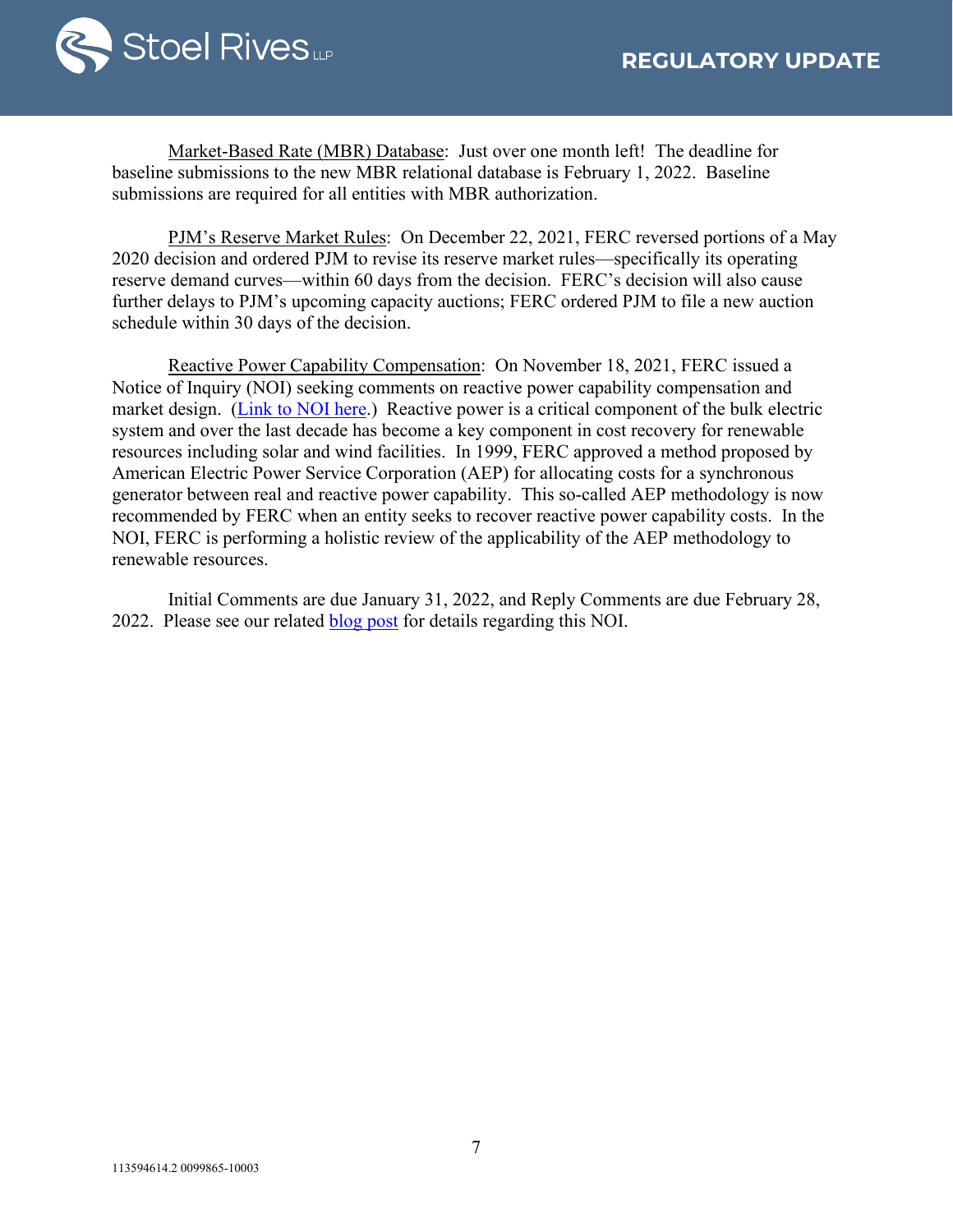Market-Based Rate (MBR) Database: Just over one month left! The deadline for baseline submissions to the new MBR relational database is February 1, 2022. Baseline submissions are required for all entities with MBR authorization.

PJM's Reserve Market Rules: On December 22, 2021, FERC reversed portions of a May 2020 decision and ordered PJM to revise its reserve market rules—specifically its operating reserve demand curves—within 60 days from the decision. FERC's decision will also cause further delays to PJM's upcoming capacity auctions; FERC ordered PJM to file a new auction schedule within 30 days of the decision.

Reactive Power Capability Compensation: On November 18, 2021, FERC issued a Notice of Inquiry (NOI) seeking comments on reactive power capability compensation and market design. (Link to NOI here.) Reactive power is a critical component of the bulk electric system and over the last decade has become a key component in cost recovery for renewable resources including solar and wind facilities. In 1999, FERC approved a method proposed by American Electric Power Service Corporation (AEP) for allocating costs for a synchronous generator between real and reactive power capability. This so-called AEP methodology is now recommended by FERC when an entity seeks to recover reactive power capability costs. In the NOI, FERC is performing a holistic review of the applicability of the AEP methodology to renewable resources.

Initial Comments are due January 31, 2022, and Reply Comments are due February 28, 2022. Please see our related blog post for details regarding this NOI.